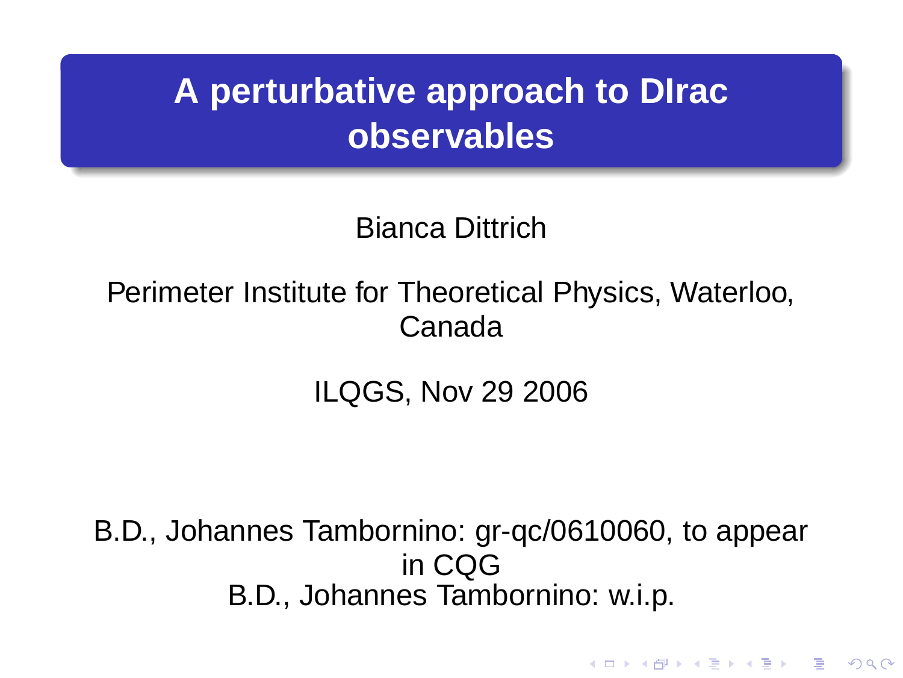# A perturbative approach to DIrac observables

Bianca Dittrich

Perimeter Institute for Theoretical Physics, Waterloo, Canada

ILQGS, Nov 29 2006

B.D., Johannes Tambornino: gr-qc/0610060, to appear in CQG
B.D., Johannes Tambornino: w.i.p.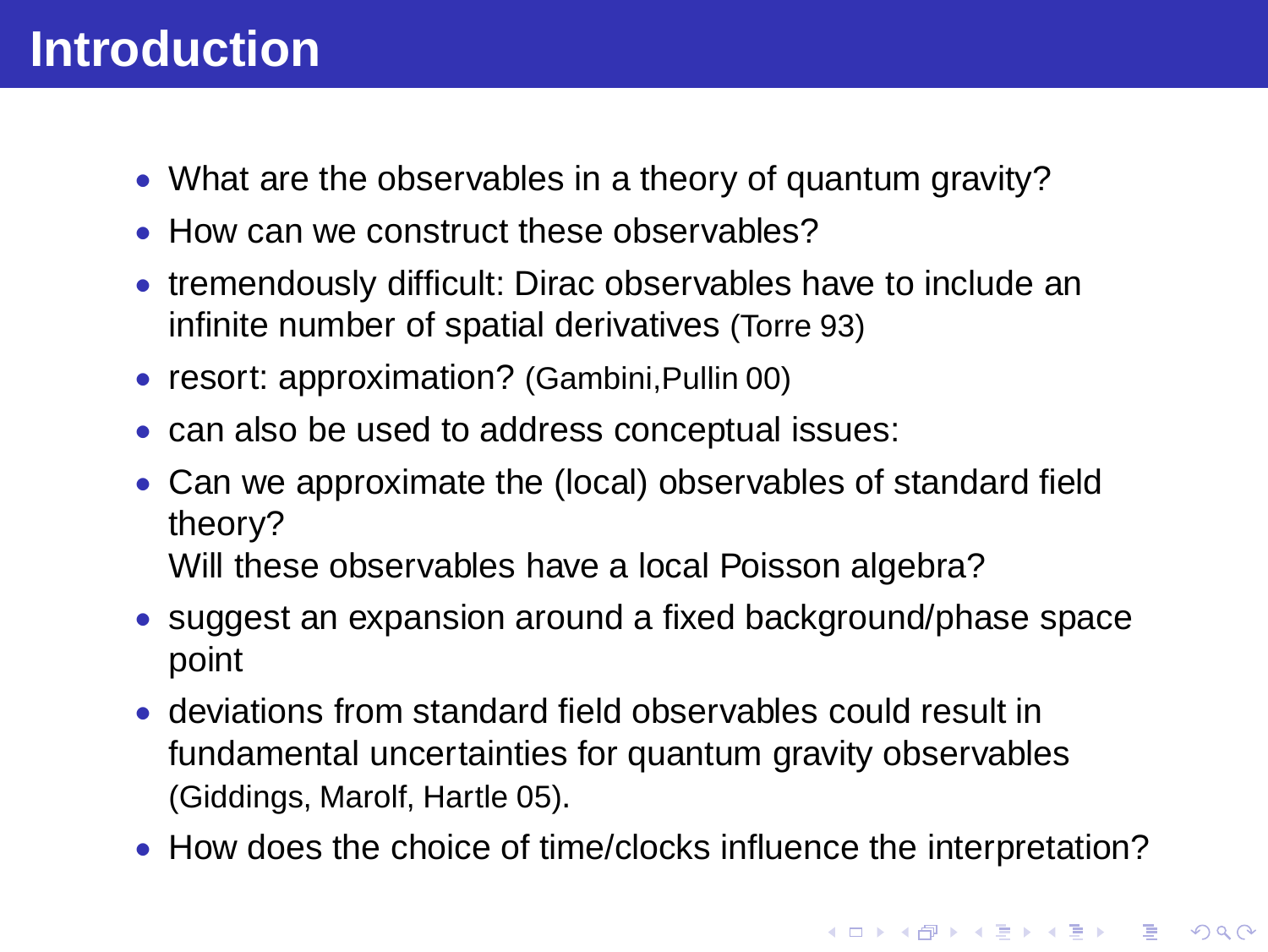# Introduction

- What are the observables in a theory of quantum gravity?
- How can we construct these observables?
- tremendously difficult: Dirac observables have to include an infinite number of spatial derivatives (Torre 93)
- resort: approximation? (Gambini,Pullin 00)
- can also be used to address conceptual issues:
- Can we approximate the (local) observables of standard field theory?
  Will these observables have a local Poisson algebra?
- suggest an expansion around a fixed background/phase space point
- deviations from standard field observables could result in fundamental uncertainties for quantum gravity observables (Giddings, Marolf, Hartle 05).
- How does the choice of time/clocks influence the interpretation?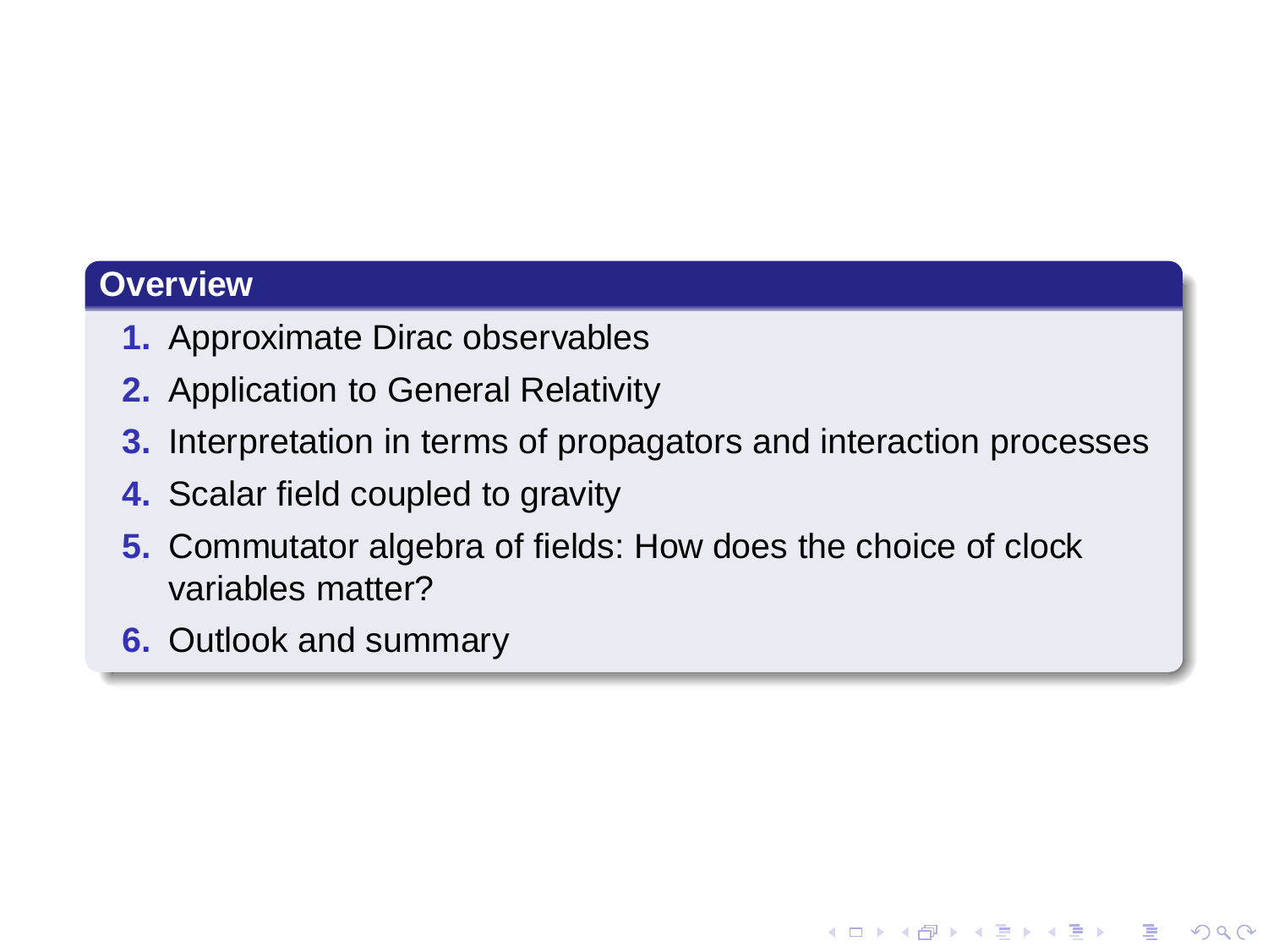## Overview

1. Approximate Dirac observables
2. Application to General Relativity
3. Interpretation in terms of propagators and interaction processes
4. Scalar field coupled to gravity
5. Commutator algebra of fields: How does the choice of clock variables matter?
6. Outlook and summary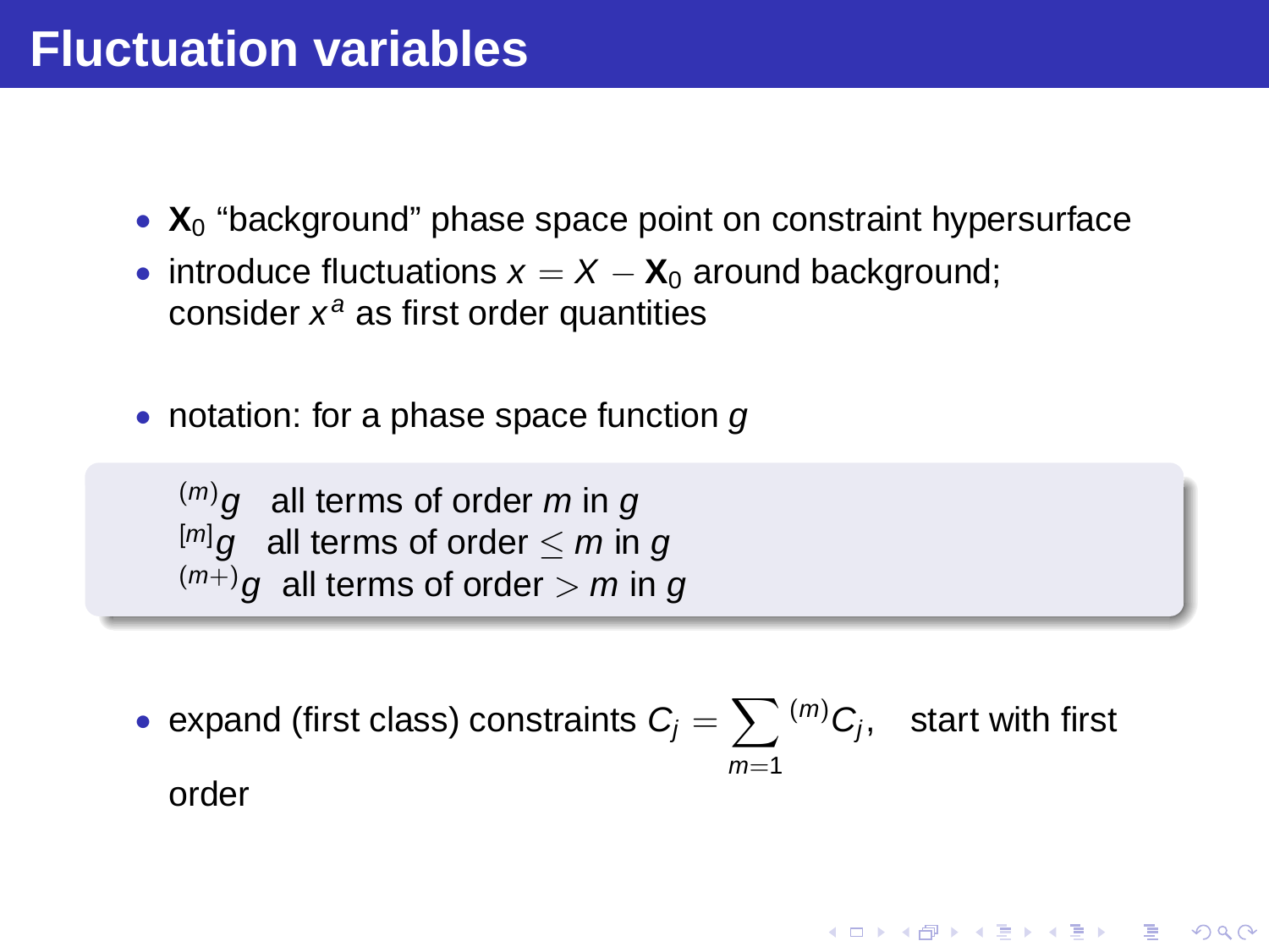# Fluctuation variables

- $\mathbf{X}_0$ "background" phase space point on constraint hypersurface
- introduce fluctuations $x = X - \mathbf{X}_0$ around background; consider $x^a$ as first order quantities

- notation: for a phase space function $g$

> ${}^{(m)}g$ all terms of order $m$ in $g$
> ${}^{[m]}g$ all terms of order $\leq m$ in $g$
> ${}^{(m+)}g$ all terms of order $> m$ in $g$

- expand (first class) constraints $C_j = \sum_{m=1} {}^{(m)}C_j$, start with first order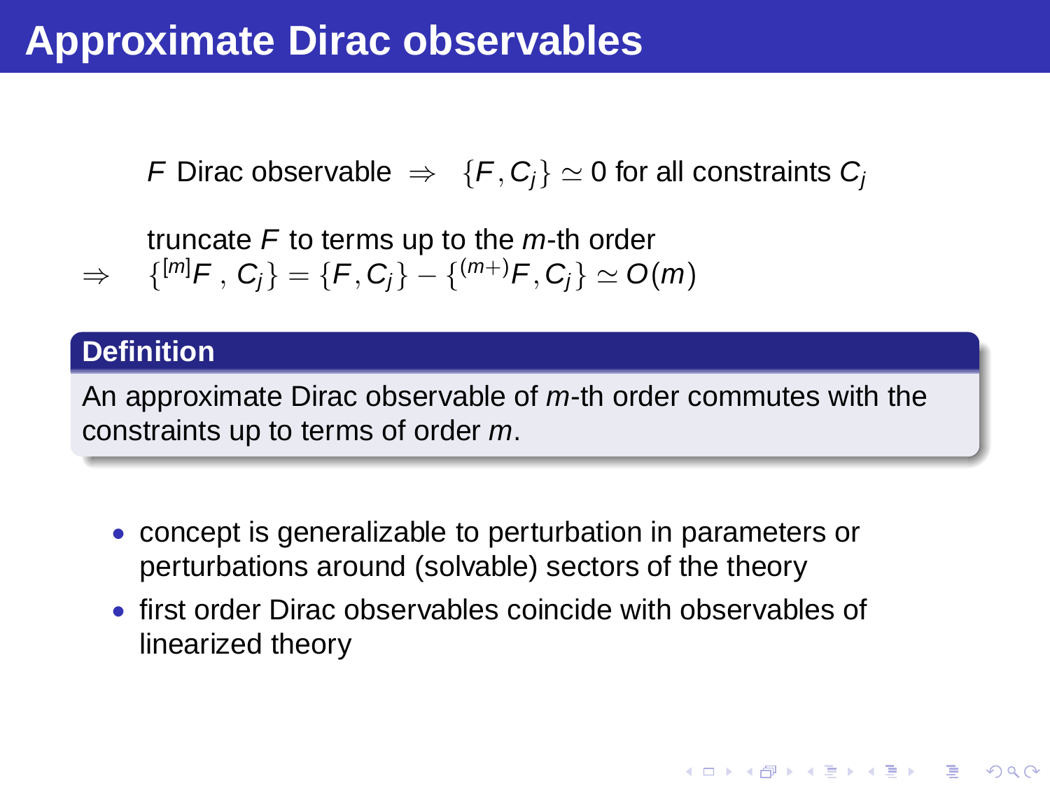# Approximate Dirac observables

$F$ Dirac observable $\Rightarrow$ $\{F, C_j\} \simeq 0$ for all constraints $C_j$

truncate $F$ to terms up to the $m$-th order

$$\Rightarrow \quad \{^{[m]}F\,,\,C_j\} = \{F, C_j\} - \{^{(m+)}F, C_j\} \simeq O(m)$$

**Definition**

An approximate Dirac observable of $m$-th order commutes with the constraints up to terms of order $m$.

- concept is generalizable to perturbation in parameters or perturbations around (solvable) sectors of the theory
- first order Dirac observables coincide with observables of linearized theory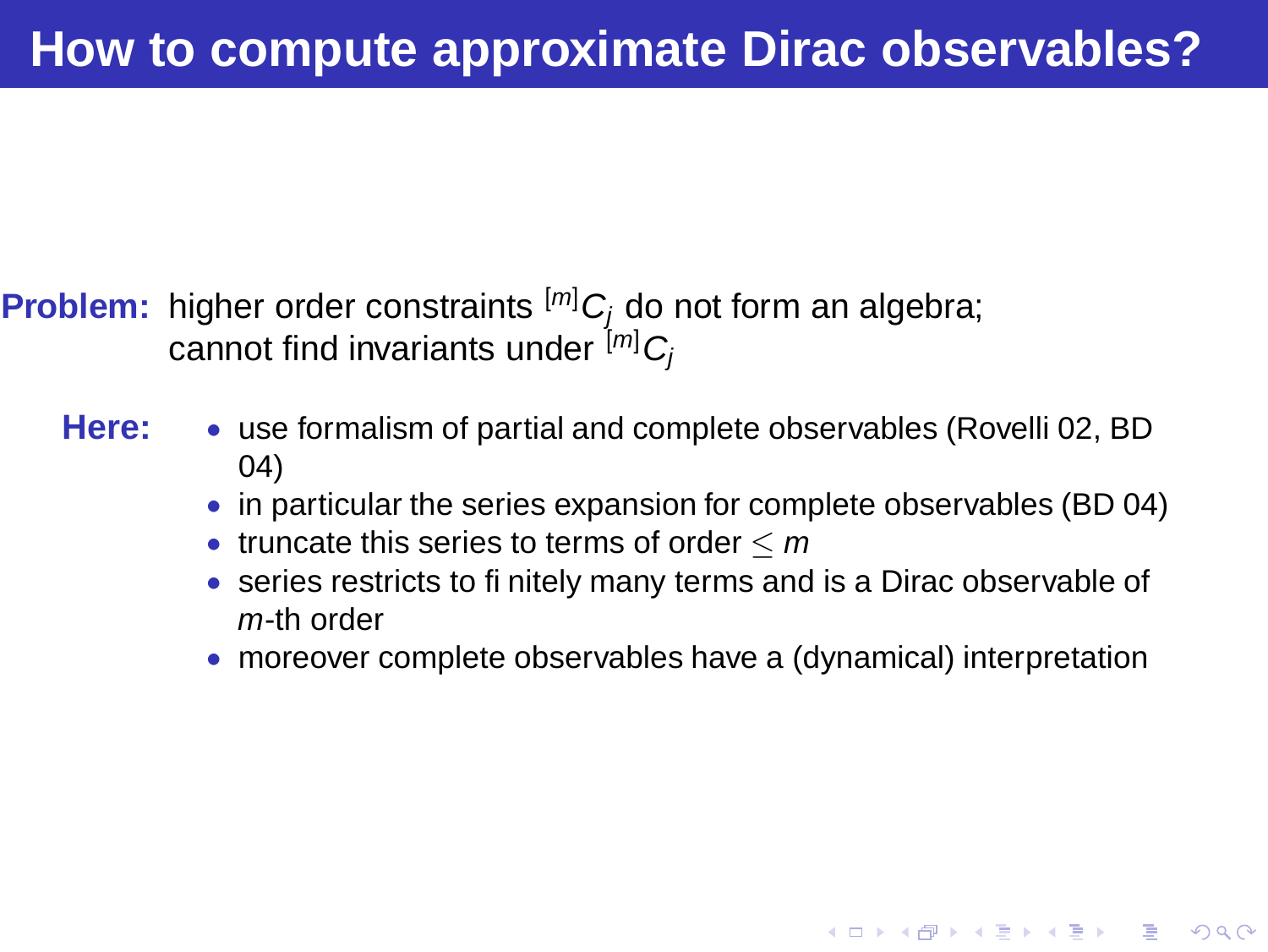# How to compute approximate Dirac observables?

**Problem:** higher order constraints ${}^{[m]}C_j$ do not form an algebra; cannot find invariants under ${}^{[m]}C_j$

**Here:**

- use formalism of partial and complete observables (Rovelli 02, BD 04)
- in particular the series expansion for complete observables (BD 04)
- truncate this series to terms of order $\leq m$
- series restricts to finitely many terms and is a Dirac observable of $m$-th order
- moreover complete observables have a (dynamical) interpretation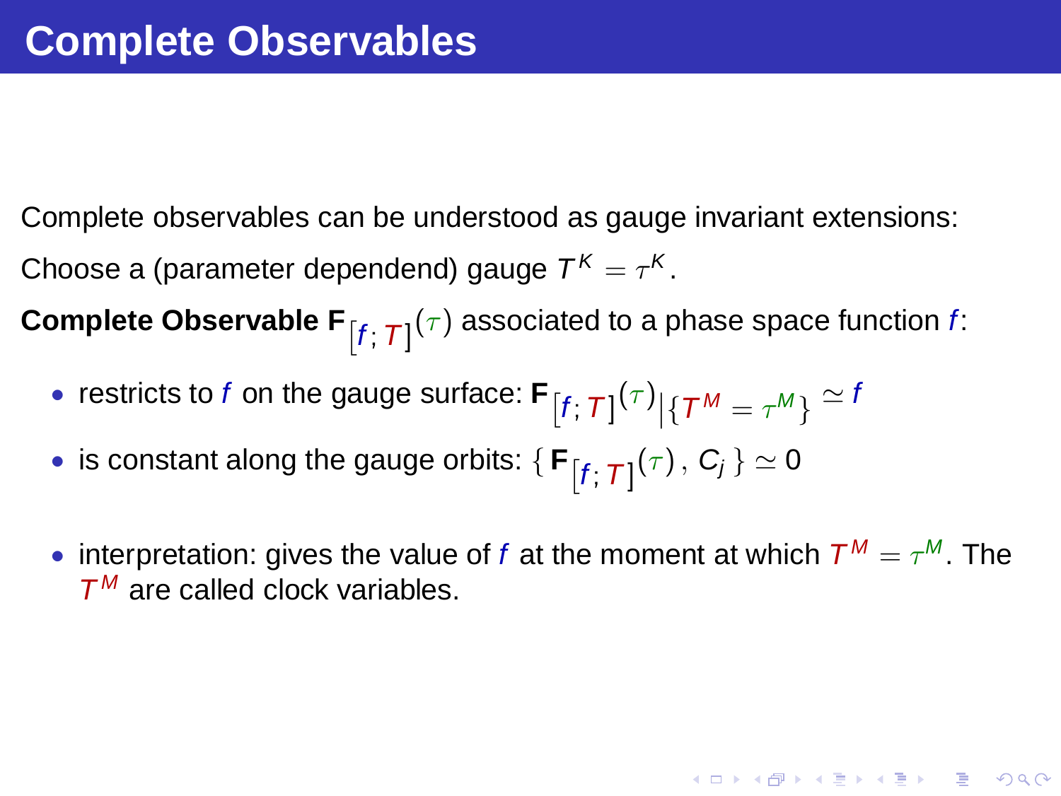# Complete Observables

Complete observables can be understood as gauge invariant extensions:

Choose a (parameter dependend) gauge $T^K = \tau^K$.

**Complete Observable** $\mathbf{F}_{[f;\,T]}(\tau)$ associated to a phase space function $f$:

- restricts to $f$ on the gauge surface: $\mathbf{F}_{[f;\,T]}(\tau)|_{\{T^M = \tau^M\}} \simeq f$
- is constant along the gauge orbits: $\{\, \mathbf{F}_{[f;\,T]}(\tau)\,,\, C_j \,\} \simeq 0$
- interpretation: gives the value of $f$ at the moment at which $T^M = \tau^M$. The $T^M$ are called clock variables.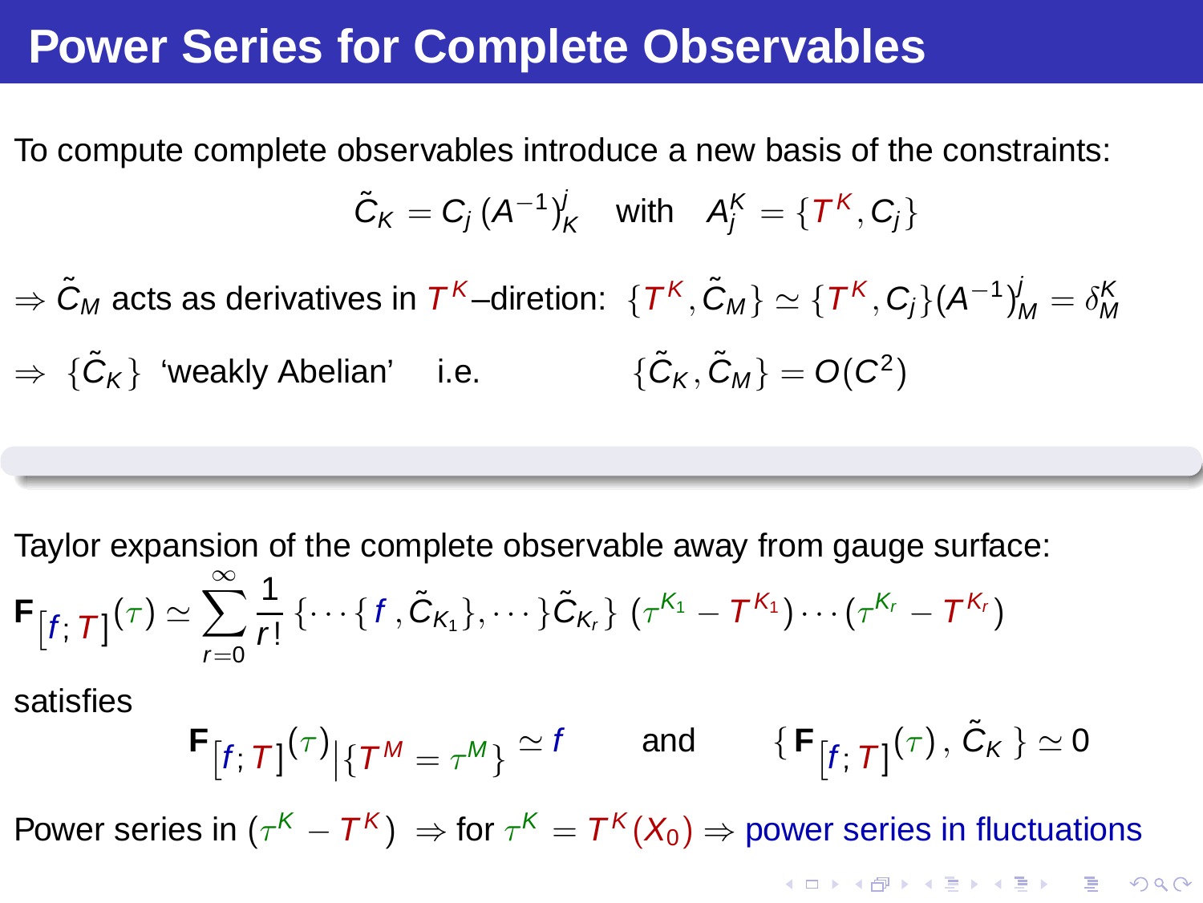# Power Series for Complete Observables

To compute complete observables introduce a new basis of the constraints:

$$\tilde{C}_K = C_j \, (A^{-1})^j_K \quad \text{with} \quad A^K_j = \{T^K, C_j\}$$

$\Rightarrow$ $\tilde{C}_M$ acts as derivatives in $T^K$–diretion: $\{T^K, \tilde{C}_M\} \simeq \{T^K, C_j\}(A^{-1})^j_M = \delta^K_M$

$\Rightarrow$ $\{\tilde{C}_K\}$ 'weakly Abelian' i.e. $\{\tilde{C}_K, \tilde{C}_M\} = O(C^2)$

---

Taylor expansion of the complete observable away from gauge surface:

$$\mathbf{F}_{[f;\,T]}(\tau) \simeq \sum_{r=0}^{\infty} \frac{1}{r!} \{\cdots\{f, \tilde{C}_{K_1}\}, \cdots\}\tilde{C}_{K_r}\} \, (\tau^{K_1} - T^{K_1}) \cdots (\tau^{K_r} - T^{K_r})$$

satisfies

$$\mathbf{F}_{[f;\,T]}(\tau)|_{\{T^M = \tau^M\}} \simeq f \qquad \text{and} \qquad \{\,\mathbf{F}_{[f;\,T]}(\tau)\,,\, \tilde{C}_K\,\} \simeq 0$$

Power series in $(\tau^K - T^K)$ $\Rightarrow$ for $\tau^K = T^K(X_0)$ $\Rightarrow$ power series in fluctuations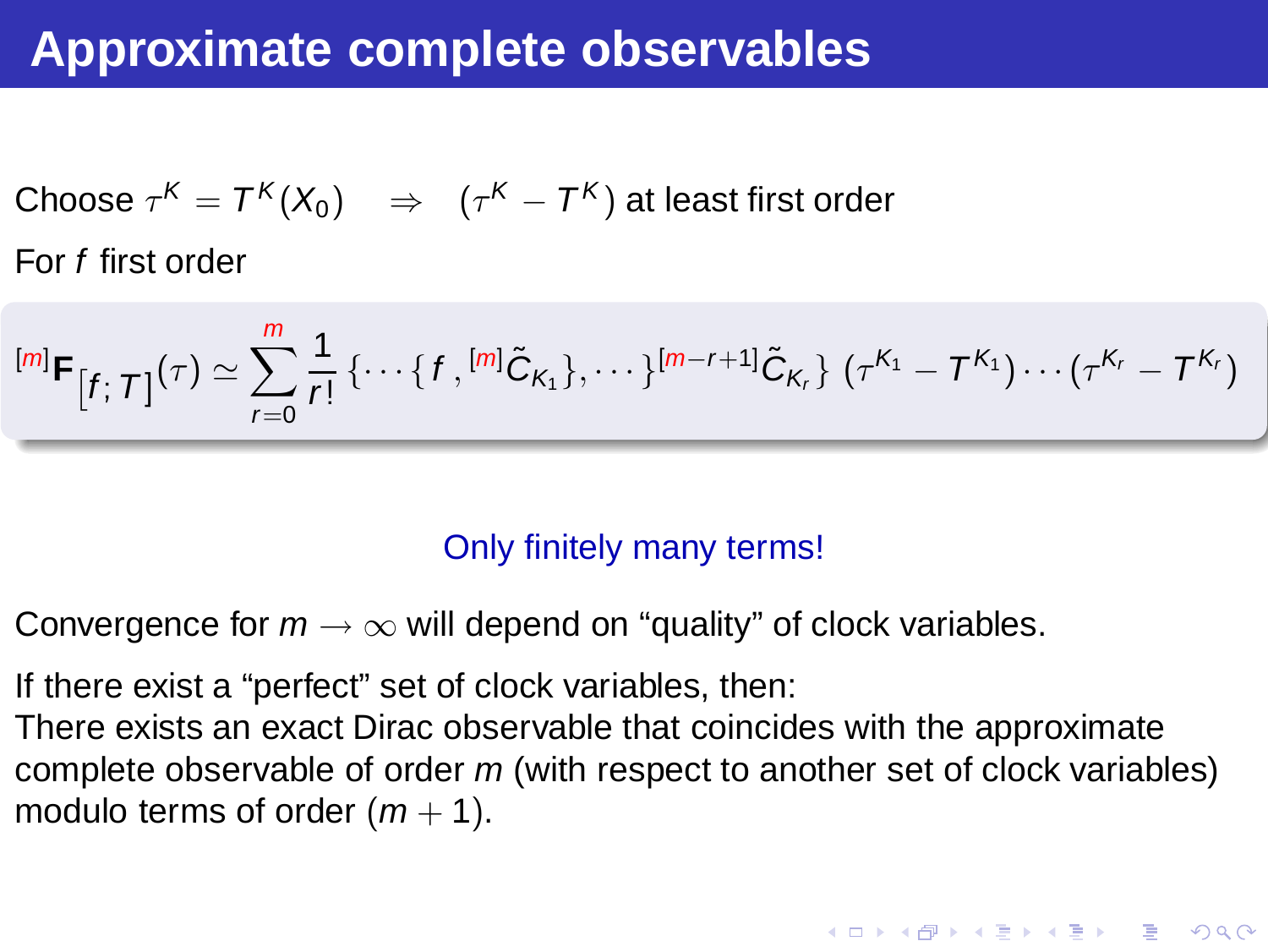# Approximate complete observables

Choose $\tau^K = T^K(X_0) \quad \Rightarrow \quad (\tau^K - T^K)$ at least first order

For $f$ first order

$$
{}^{[m]}\mathbf{F}_{[f;T]}(\tau) \simeq \sum_{r=0}^{m} \frac{1}{r!} \{\cdots\{f, {}^{[m]}\tilde{C}_{K_1}\}, \cdots\}^{[m-r+1]}\tilde{C}_{K_r}\} \, (\tau^{K_1} - T^{K_1}) \cdots (\tau^{K_r} - T^{K_r})
$$

Only finitely many terms!

Convergence for $m \to \infty$ will depend on “quality” of clock variables.

If there exist a “perfect” set of clock variables, then:
There exists an exact Dirac observable that coincides with the approximate complete observable of order $m$ (with respect to another set of clock variables) modulo terms of order $(m+1)$.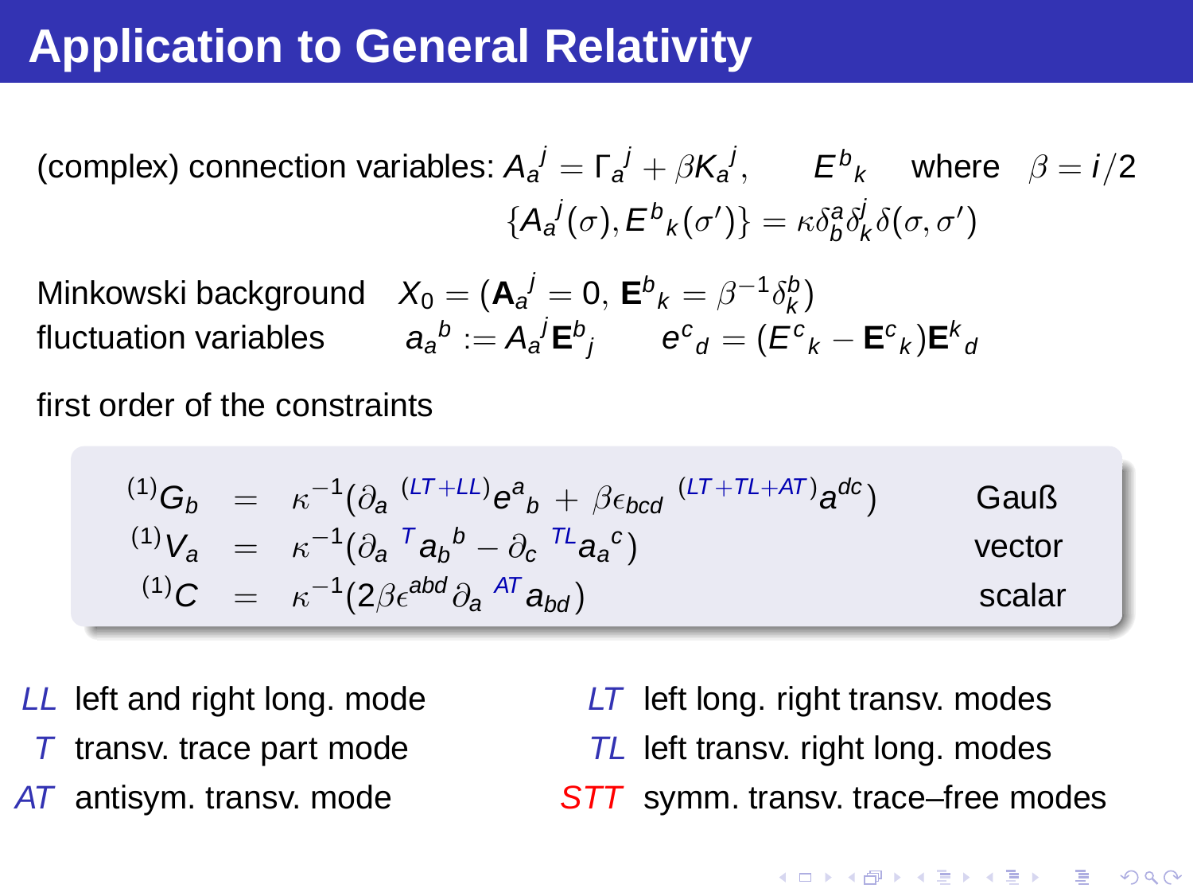# Application to General Relativity

(complex) connection variables: $A_a{}^j = \Gamma_a{}^j + \beta K_a{}^j$, $\quad E^b{}_k \quad$ where $\quad \beta = i/2$

$$\{A_a{}^j(\sigma), E^b{}_k(\sigma')\} = \kappa \delta^a_b \delta^j_k \delta(\sigma, \sigma')$$

Minkowski background $\quad X_0 = (\mathbf{A}_a{}^j = 0, \, \mathbf{E}^b{}_k = \beta^{-1}\delta^b_k)$

fluctuation variables $\quad a_a{}^b := A_a{}^j \mathbf{E}^b{}_j \qquad e^c{}_d = (E^c{}_k - \mathbf{E}^c{}_k)\mathbf{E}^k{}_d$

first order of the constraints

$$
\begin{aligned}
{}^{(1)}G_b &= \kappa^{-1}(\partial_a \, {}^{(LT+LL)}e^a{}_b + \beta \epsilon_{bcd} \, {}^{(LT+TL+AT)}a^{dc}) && \text{Gauß} \\
{}^{(1)}V_a &= \kappa^{-1}(\partial_a \, {}^{T}a_b{}^b - \partial_c \, {}^{TL}a_a{}^c) && \text{vector} \\
{}^{(1)}C &= \kappa^{-1}(2\beta \epsilon^{abd} \partial_a \, {}^{AT}a_{bd}) && \text{scalar}
\end{aligned}
$$

- $LL$ left and right long. mode
- $T$ transv. trace part mode
- $AT$ antisym. transv. mode
- $LT$ left long. right transv. modes
- $TL$ left transv. right long. modes
- $STT$ symm. transv. trace–free modes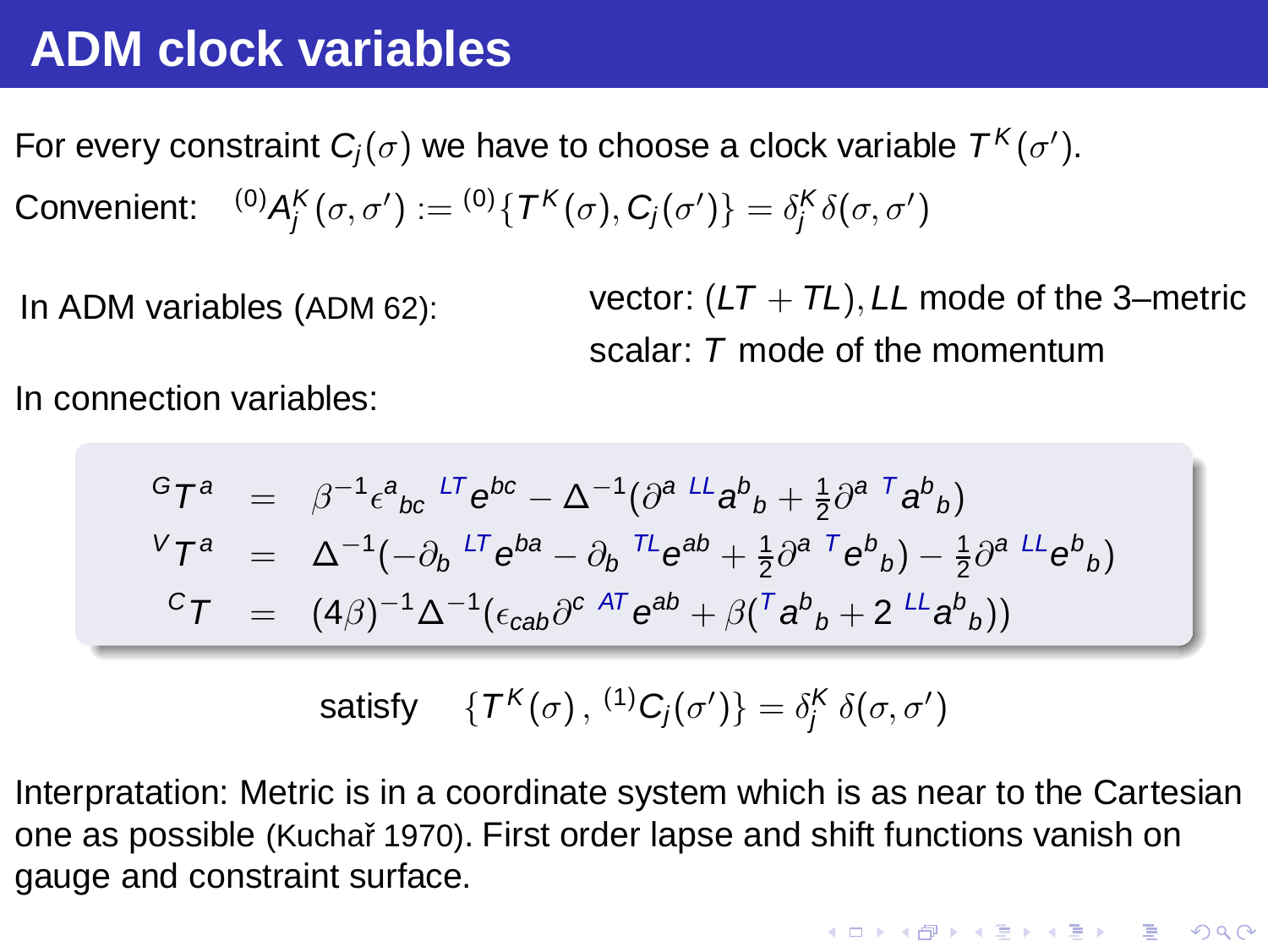# ADM clock variables

For every constraint $C_j(\sigma)$ we have to choose a clock variable $T^K(\sigma')$.

Convenient: $\quad {}^{(0)}A_j^K(\sigma,\sigma') := {}^{(0)}\{T^K(\sigma), C_j(\sigma')\} = \delta_j^K \delta(\sigma,\sigma')$

In ADM variables (ADM 62):

vector: $(LT + TL), LL$ mode of the 3–metric

scalar: $T$ mode of the momentum

In connection variables:

$$
\begin{aligned}
{}^{G}T^a &= \beta^{-1}\epsilon^a{}_{bc}\; {}^{LT}e^{bc} - \Delta^{-1}(\partial^a\; {}^{LL}a^b{}_b + \tfrac{1}{2}\partial^a\; {}^{T}a^b{}_b) \\
{}^{V}T^a &= \Delta^{-1}(-\partial_b\; {}^{LT}e^{ba} - \partial_b\; {}^{TL}e^{ab} + \tfrac{1}{2}\partial^a\; {}^{T}e^b{}_b) - \tfrac{1}{2}\partial^a\; {}^{LL}e^b{}_b) \\
{}^{C}T &= (4\beta)^{-1}\Delta^{-1}(\epsilon_{cab}\partial^c\; {}^{AT}e^{ab} + \beta({}^{T}a^b{}_b + 2\; {}^{LL}a^b{}_b))
\end{aligned}
$$

satisfy $\quad \{T^K(\sigma)\,,\, {}^{(1)}C_j(\sigma')\} = \delta_j^K\, \delta(\sigma,\sigma')$

Interpratation: Metric is in a coordinate system which is as near to the Cartesian one as possible (Kuchař 1970). First order lapse and shift functions vanish on gauge and constraint surface.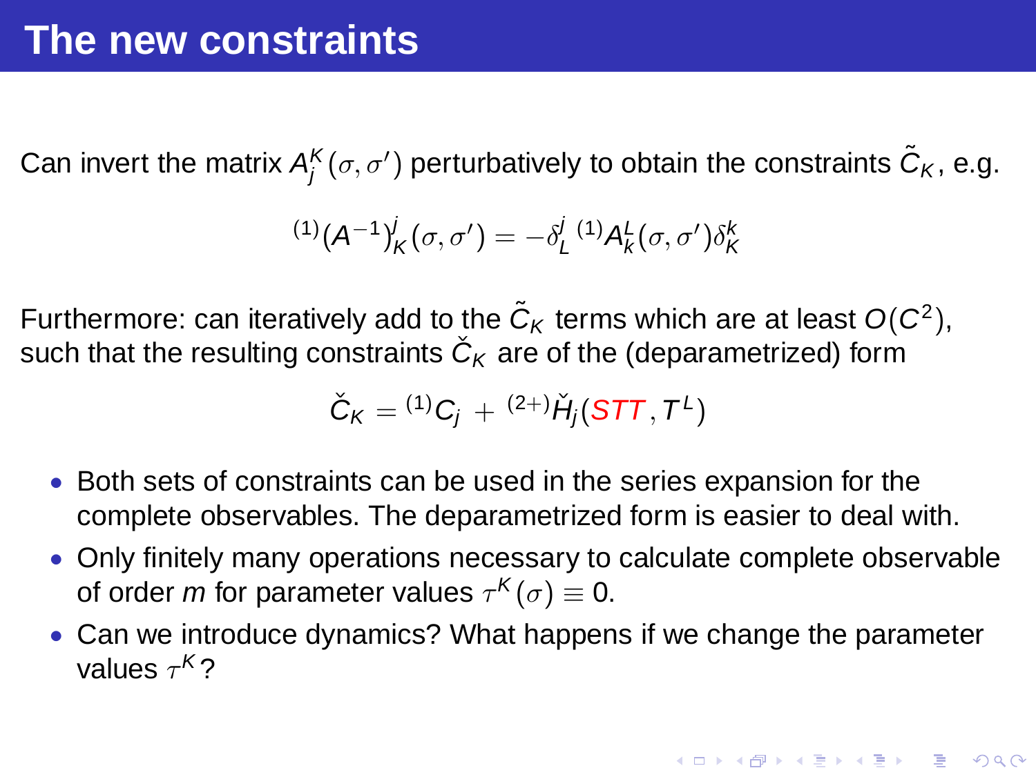# The new constraints

Can invert the matrix $A^K_j(\sigma,\sigma')$ perturbatively to obtain the constraints $\tilde{C}_K$, e.g.

$$
{}^{(1)}(A^{-1})^j_K(\sigma,\sigma') = -\delta^j_L \, {}^{(1)}A^L_k(\sigma,\sigma')\delta^k_K
$$

Furthermore: can iteratively add to the $\tilde{C}_K$ terms which are at least $O(C^2)$, such that the resulting constraints $\check{C}_K$ are of the (deparametrized) form

$$
\check{C}_K = {}^{(1)}C_j + {}^{(2+)}\check{H}_j(STT, T^L)
$$

- Both sets of constraints can be used in the series expansion for the complete observables. The deparametrized form is easier to deal with.
- Only finitely many operations necessary to calculate complete observable of order $m$ for parameter values $\tau^K(\sigma) \equiv 0$.
- Can we introduce dynamics? What happens if we change the parameter values $\tau^K$?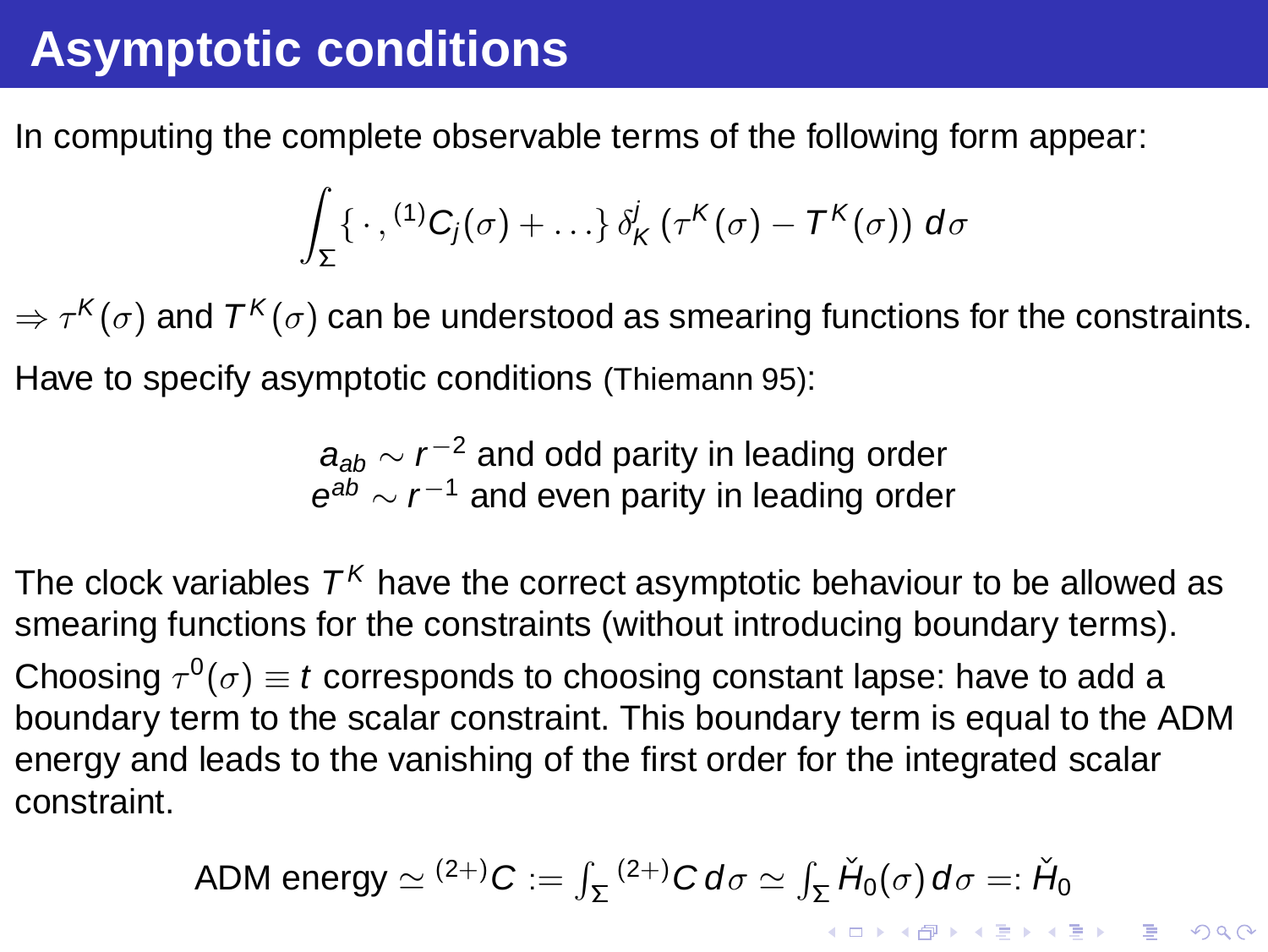# Asymptotic conditions

In computing the complete observable terms of the following form appear:

$$\int_{\Sigma} \{ \cdot , {}^{(1)}C_j(\sigma) + \ldots \} \, \delta^j_K \, (\tau^K(\sigma) - T^K(\sigma)) \, d\sigma$$

$\Rightarrow \tau^K(\sigma)$ and $T^K(\sigma)$ can be understood as smearing functions for the constraints.

Have to specify asymptotic conditions (Thiemann 95):

$$a_{ab} \sim r^{-2} \text{ and odd parity in leading order}$$
$$e^{ab} \sim r^{-1} \text{ and even parity in leading order}$$

The clock variables $T^K$ have the correct asymptotic behaviour to be allowed as smearing functions for the constraints (without introducing boundary terms).

Choosing $\tau^0(\sigma) \equiv t$ corresponds to choosing constant lapse: have to add a boundary term to the scalar constraint. This boundary term is equal to the ADM energy and leads to the vanishing of the first order for the integrated scalar constraint.

$$\text{ADM energy} \simeq {}^{(2+)}C := \int_{\Sigma} {}^{(2+)}C \, d\sigma \simeq \int_{\Sigma} \check{H}_0(\sigma) \, d\sigma =: \check{H}_0$$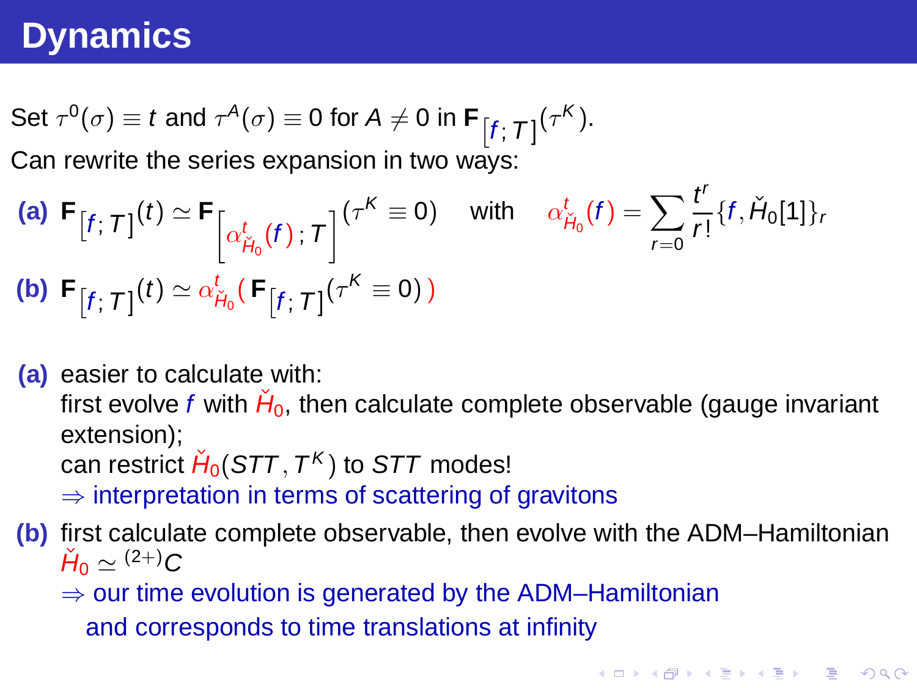# Dynamics

Set $\tau^0(\sigma) \equiv t$ and $\tau^A(\sigma) \equiv 0$ for $A \neq 0$ in $\mathbf{F}_{[f;\,T]}(\tau^K)$.

Can rewrite the series expansion in two ways:

**(a)** $\mathbf{F}_{[f;\,T]}(t) \simeq \mathbf{F}_{\left[\alpha^t_{\check{H}_0}(f)\,;\,T\right]}(\tau^K \equiv 0)$ with $\alpha^t_{\check{H}_0}(f) = \sum_{r=0} \frac{t^r}{r!}\{f, \check{H}_0[1]\}_r$

**(b)** $\mathbf{F}_{[f;\,T]}(t) \simeq \alpha^t_{\check{H}_0}(\,\mathbf{F}_{[f;\,T]}(\tau^K \equiv 0)\,)$

- **(a)** easier to calculate with:
  first evolve $f$ with $\check{H}_0$, then calculate complete observable (gauge invariant extension);
  can restrict $\check{H}_0(STT\,, T^K)$ to $STT$ modes!
  $\Rightarrow$ interpretation in terms of scattering of gravitons
- **(b)** first calculate complete observable, then evolve with the ADM–Hamiltonian $\check{H}_0 \simeq {}^{(2+)}C$
  $\Rightarrow$ our time evolution is generated by the ADM–Hamiltonian and corresponds to time translations at infinity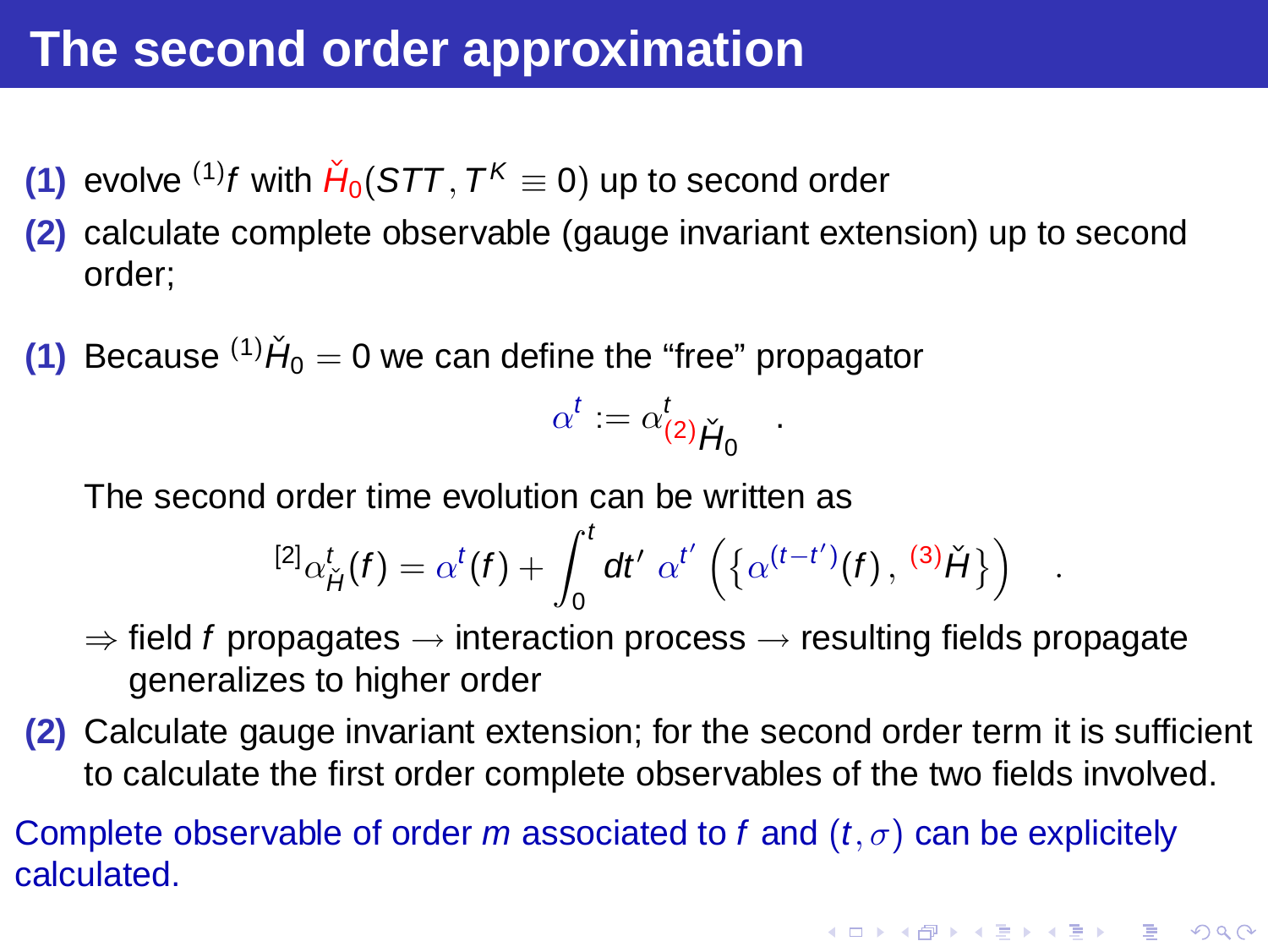# The second order approximation

**(1)** evolve ${}^{(1)}f$ with $\check{H}_0(STT, T^K \equiv 0)$ up to second order

**(2)** calculate complete observable (gauge invariant extension) up to second order;

**(1)** Because ${}^{(1)}\check{H}_0 = 0$ we can define the "free" propagator

$$\alpha^t := \alpha^t_{(2)\check{H}_0} \quad .$$

The second order time evolution can be written as

$$^{[2]}\alpha^t_{\check{H}}(f) = \alpha^t(f) + \int_0^t dt' \; \alpha^{t'} \left( \left\{ \alpha^{(t-t')}(f) \, , \, {}^{(3)}\check{H} \right\} \right) \quad .$$

$\Rightarrow$ field $f$ propagates $\rightarrow$ interaction process $\rightarrow$ resulting fields propagate generalizes to higher order

**(2)** Calculate gauge invariant extension; for the second order term it is sufficient to calculate the first order complete observables of the two fields involved.

Complete observable of order $m$ associated to $f$ and $(t, \sigma)$ can be explicitely calculated.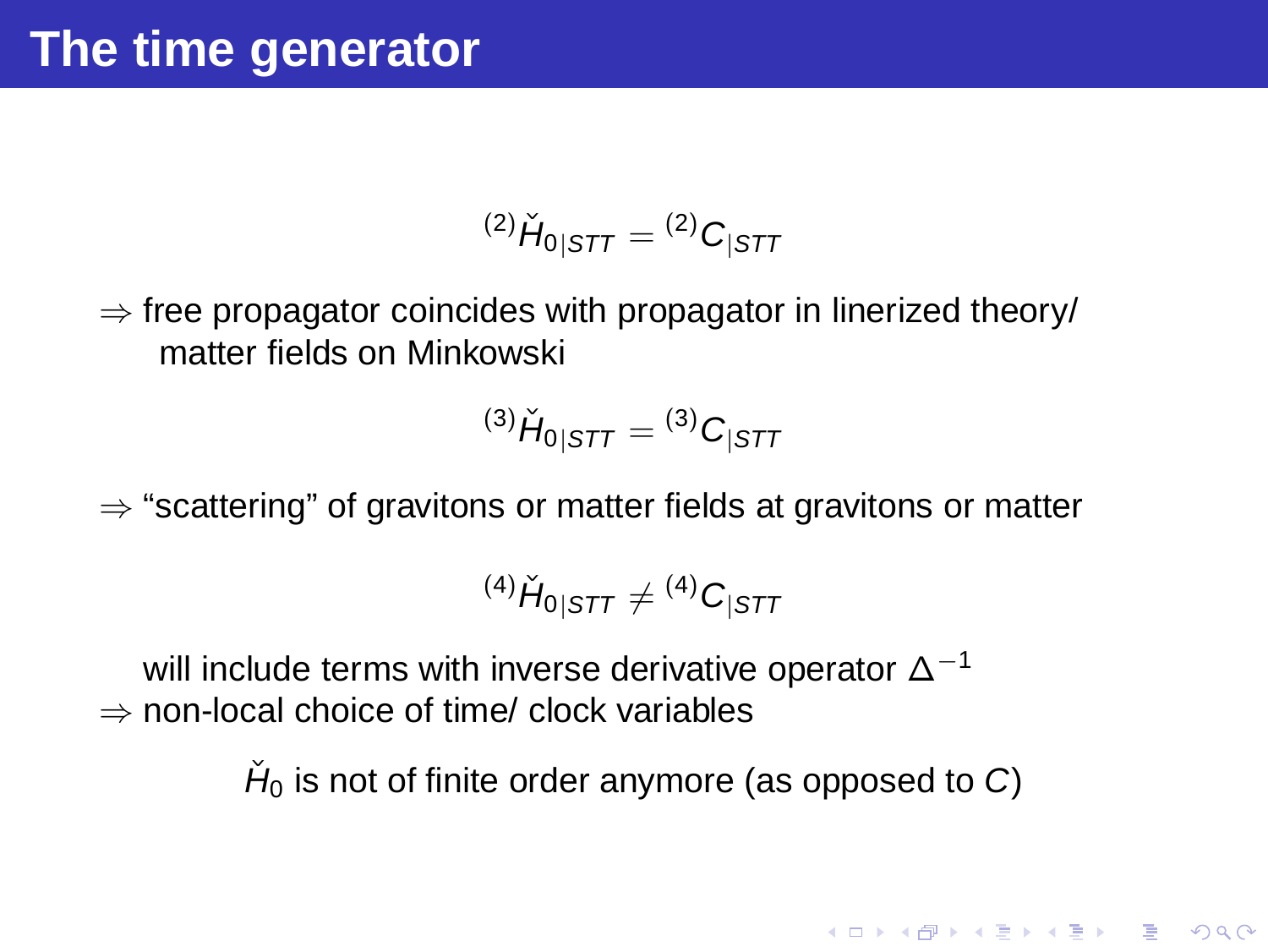# The time generator

$$^{(2)}\check{H}_{0|STT} = {}^{(2)}C_{|STT}$$

$\Rightarrow$ free propagator coincides with propagator in linerized theory/ matter fields on Minkowski

$$^{(3)}\check{H}_{0|STT} = {}^{(3)}C_{|STT}$$

$\Rightarrow$ "scattering" of gravitons or matter fields at gravitons or matter

$$^{(4)}\check{H}_{0|STT} \neq {}^{(4)}C_{|STT}$$

will include terms with inverse derivative operator $\Delta^{-1}$

$\Rightarrow$ non-local choice of time/ clock variables

$\check{H}_0$ is not of finite order anymore (as opposed to $C$)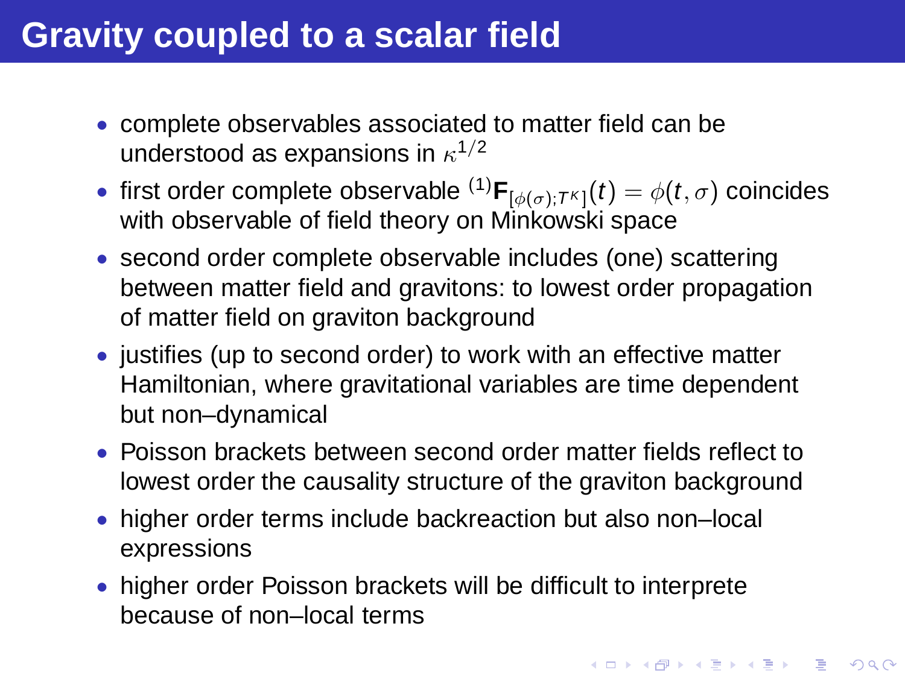# Gravity coupled to a scalar field

- complete observables associated to matter field can be understood as expansions in $\kappa^{1/2}$
- first order complete observable ${}^{(1)}\mathbf{F}_{[\phi(\sigma);T^\kappa]}(t) = \phi(t,\sigma)$ coincides with observable of field theory on Minkowski space
- second order complete observable includes (one) scattering between matter field and gravitons: to lowest order propagation of matter field on graviton background
- justifies (up to second order) to work with an effective matter Hamiltonian, where gravitational variables are time dependent but non–dynamical
- Poisson brackets between second order matter fields reflect to lowest order the causality structure of the graviton background
- higher order terms include backreaction but also non–local expressions
- higher order Poisson brackets will be difficult to interprete because of non–local terms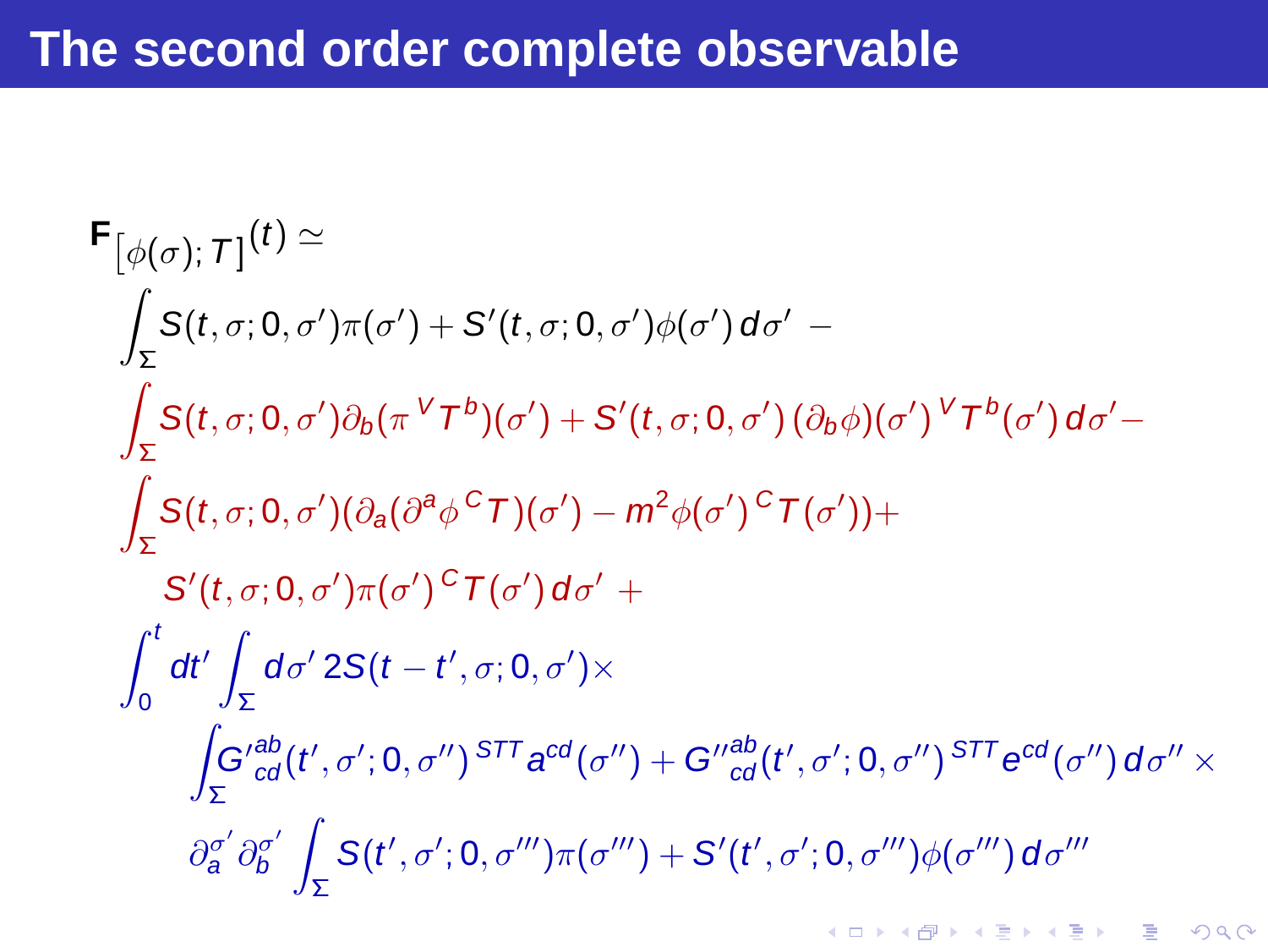# The second order complete observable

$$
\begin{aligned}
&\mathbf{F}_{[\phi(\sigma);T]}(t) \simeq \\
&\int_\Sigma S(t,\sigma;0,\sigma')\pi(\sigma') + S'(t,\sigma;0,\sigma')\phi(\sigma')\,d\sigma' \; - \\
&\int_\Sigma S(t,\sigma;0,\sigma')\partial_b(\pi\,{}^V T^b)(\sigma') + S'(t,\sigma;0,\sigma')\,(\partial_b\phi)(\sigma')\,{}^V T^b(\sigma')\,d\sigma' - \\
&\int_\Sigma S(t,\sigma;0,\sigma')(\partial_a(\partial^a\phi\,{}^C T)(\sigma') - m^2\phi(\sigma')\,{}^C T(\sigma')) + \\
&\quad S'(t,\sigma;0,\sigma')\pi(\sigma')\,{}^C T(\sigma')\,d\sigma' \; + \\
&\int_0^t dt' \int_\Sigma d\sigma'\, 2S(t-t',\sigma;0,\sigma') \times \\
&\qquad \int_\Sigma G'^{ab}_{cd}(t',\sigma';0,\sigma'')\,{}^{STT}a^{cd}(\sigma'') + G''^{ab}_{cd}(t',\sigma';0,\sigma'')\,{}^{STT}e^{cd}(\sigma'')\,d\sigma'' \times \\
&\qquad \partial^{\sigma'}_a \partial^{\sigma'}_b \int_\Sigma S(t',\sigma';0,\sigma''')\pi(\sigma''') + S'(t',\sigma';0,\sigma''')\phi(\sigma''')\,d\sigma'''
\end{aligned}
$$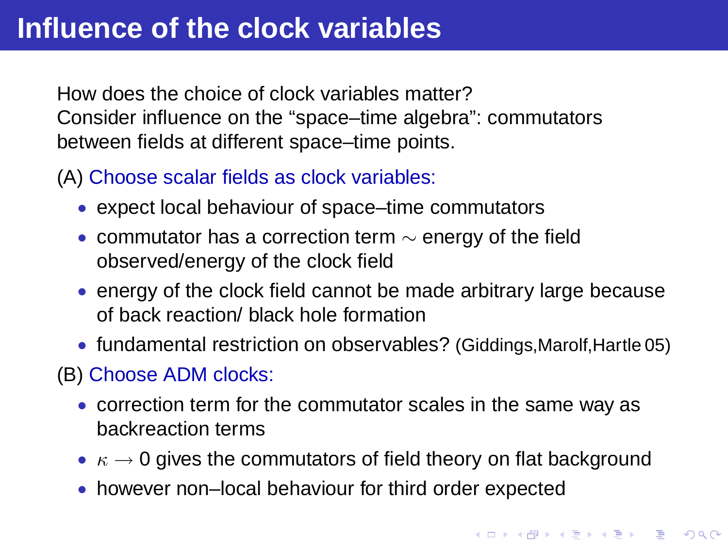# Influence of the clock variables

How does the choice of clock variables matter?
Consider influence on the "space–time algebra": commutators between fields at different space–time points.

(A) Choose scalar fields as clock variables:

- expect local behaviour of space–time commutators
- commutator has a correction term $\sim$ energy of the field observed/energy of the clock field
- energy of the clock field cannot be made arbitrary large because of back reaction/ black hole formation
- fundamental restriction on observables? (Giddings,Marolf,Hartle 05)

(B) Choose ADM clocks:

- correction term for the commutator scales in the same way as backreaction terms
- $\kappa \rightarrow 0$ gives the commutators of field theory on flat background
- however non–local behaviour for third order expected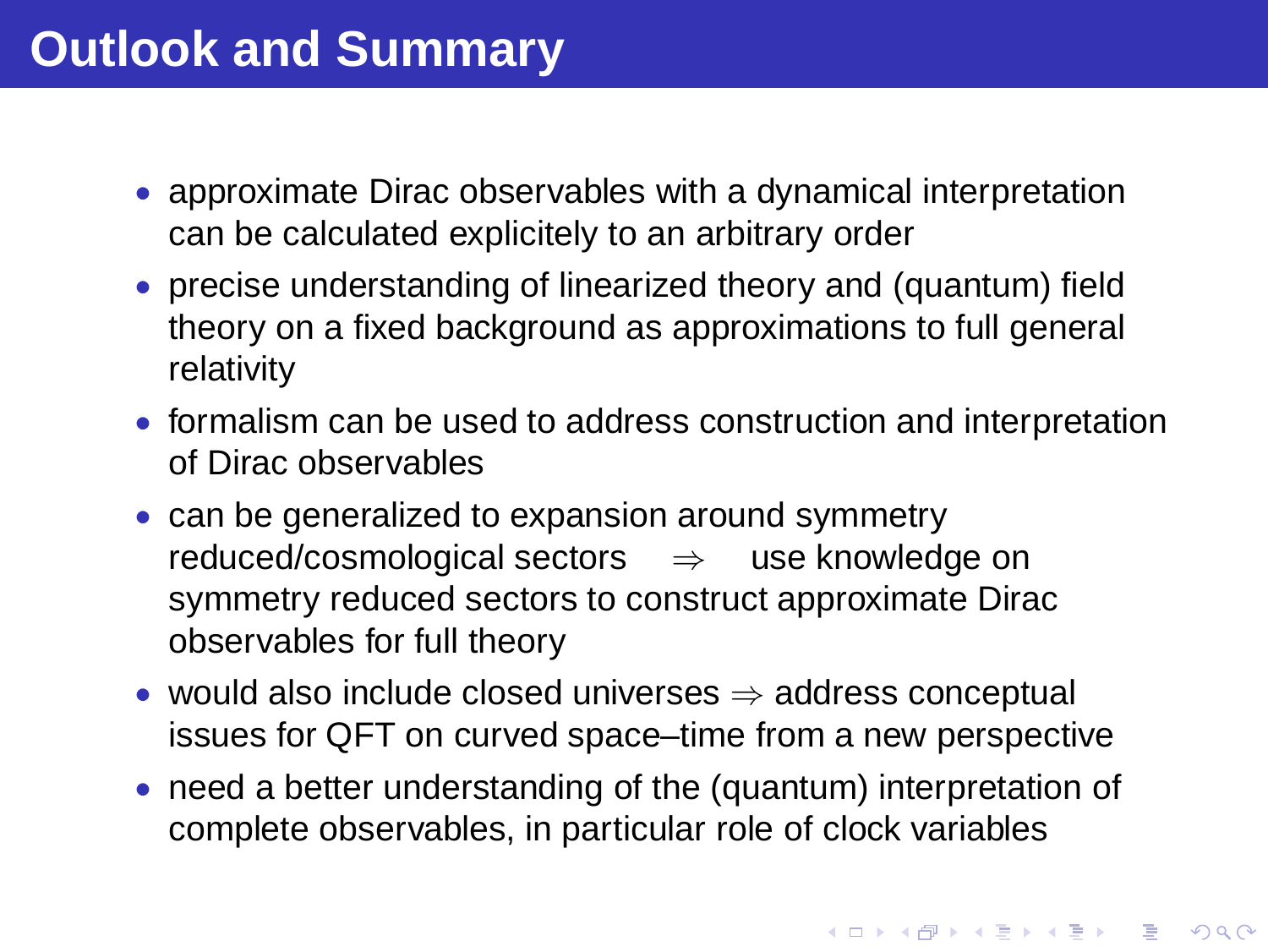# Outlook and Summary

- approximate Dirac observables with a dynamical interpretation can be calculated explicitely to an arbitrary order
- precise understanding of linearized theory and (quantum) field theory on a fixed background as approximations to full general relativity
- formalism can be used to address construction and interpretation of Dirac observables
- can be generalized to expansion around symmetry reduced/cosmological sectors $\Rightarrow$ use knowledge on symmetry reduced sectors to construct approximate Dirac observables for full theory
- would also include closed universes $\Rightarrow$ address conceptual issues for QFT on curved space–time from a new perspective
- need a better understanding of the (quantum) interpretation of complete observables, in particular role of clock variables